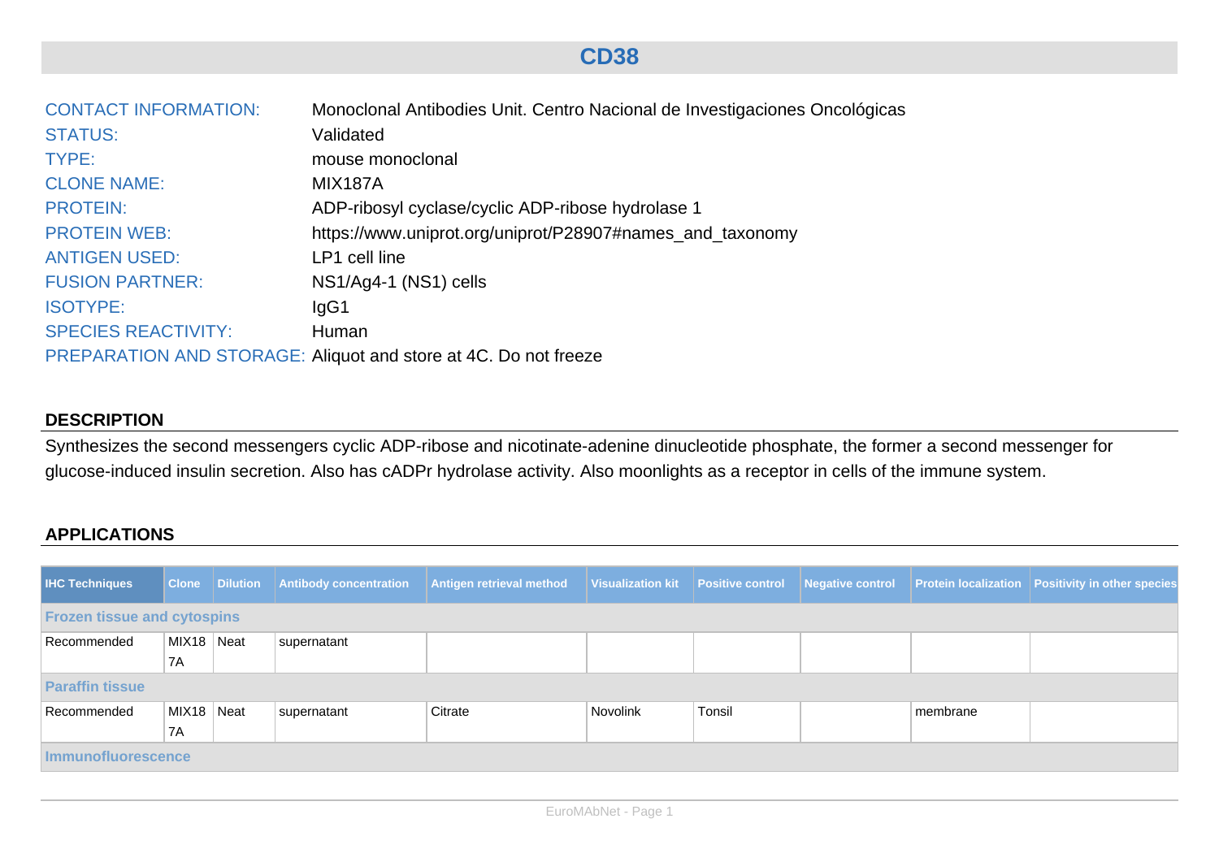# CD38

| | |
|---|---|
| CONTACT INFORMATION: | Monoclonal Antibodies Unit. Centro Nacional de Investigaciones Oncológicas |
| STATUS: | Validated |
| TYPE: | mouse monoclonal |
| CLONE NAME: | MIX187A |
| PROTEIN: | ADP-ribosyl cyclase/cyclic ADP-ribose hydrolase 1 |
| PROTEIN WEB: | https://www.uniprot.org/uniprot/P28907#names_and_taxonomy |
| ANTIGEN USED: | LP1 cell line |
| FUSION PARTNER: | NS1/Ag4-1 (NS1) cells |
| ISOTYPE: | IgG1 |
| SPECIES REACTIVITY: | Human |
| PREPARATION AND STORAGE: | Aliquot and store at 4C. Do not freeze |

## DESCRIPTION

Synthesizes the second messengers cyclic ADP-ribose and nicotinate-adenine dinucleotide phosphate, the former a second messenger for glucose-induced insulin secretion. Also has cADPr hydrolase activity. Also moonlights as a receptor in cells of the immune system.

## APPLICATIONS

| IHC Techniques | Clone | Dilution | Antibody concentration | Antigen retrieval method | Visualization kit | Positive control | Negative control | Protein localization | Positivity in other species |
|---|---|---|---|---|---|---|---|---|---|
| **Frozen tissue and cytospins** | | | | | | | | | |
| Recommended | MIX187A | Neat | supernatant | | | | | | |
| **Paraffin tissue** | | | | | | | | | |
| Recommended | MIX187A | Neat | supernatant | Citrate | Novolink | Tonsil | | membrane | |
| **Immunofluorescence** | | | | | | | | | |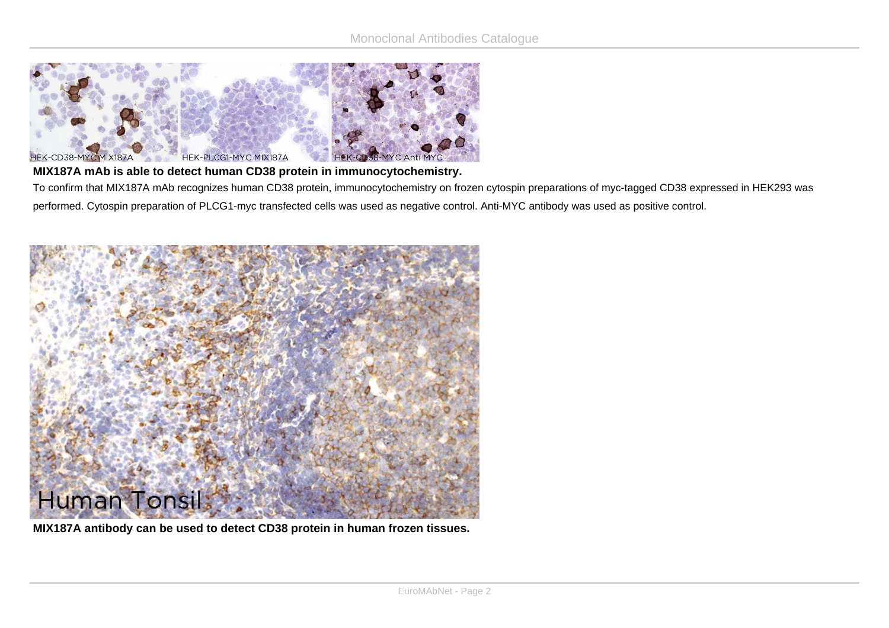HEK-CD38-MYC MIX187A

HEK-PLCG1-MYC MIX187A

HEK-CD38-MYC Anti MYC

**MIX187A mAb is able to detect human CD38 protein in immunocytochemistry.**

To confirm that MIX187A mAb recognizes human CD38 protein, immunocytochemistry on frozen cytospin preparations of myc-tagged CD38 expressed in HEK293 was performed. Cytospin preparation of PLCG1-myc transfected cells was used as negative control. Anti-MYC antibody was used as positive control.

Human Tonsil

**MIX187A antibody can be used to detect CD38 protein in human frozen tissues.**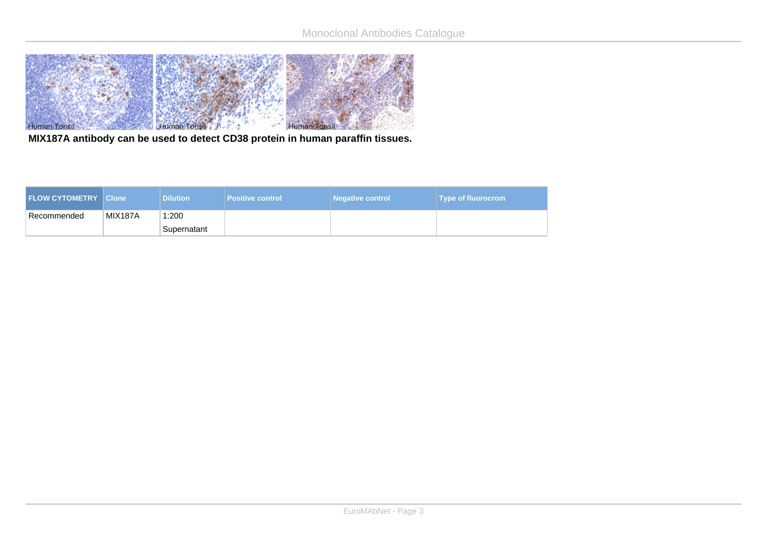Human Tonsil

Human Tonsil

Human Tonsil

**MIX187A antibody can be used to detect CD38 protein in human paraffin tissues.**

| FLOW CYTOMETRY | Clone | Dilution | Positive control | Negative control | Type of fluorocrom |
|---|---|---|---|---|---|
| Recommended | MIX187A | 1:200 Supernatant | | | |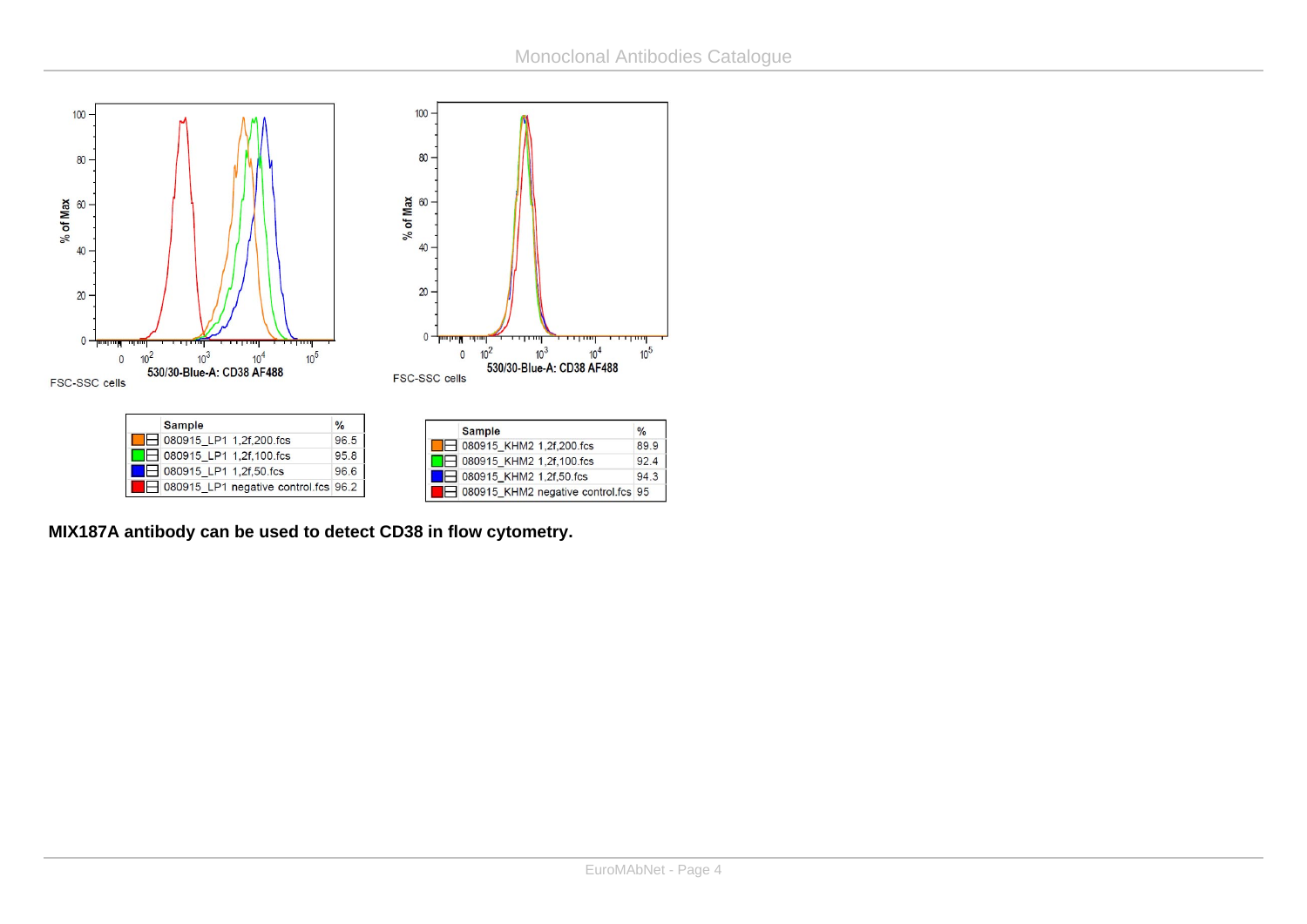100
80
60
40
20
0
% of Max
0 $10^2$ $10^3$ $10^4$ $10^5$
530/30-Blue-A: CD38 AF488
FSC-SSC cells

100
80
60
40
20
0
% of Max
0 $10^2$ $10^3$ $10^4$ $10^5$
530/30-Blue-A: CD38 AF488
FSC-SSC cells

| Sample | % |
|---|---|
| 080915_LP1 1,2f,200.fcs | 96.5 |
| 080915_LP1 1,2f,100.fcs | 95.8 |
| 080915_LP1 1,2f,50.fcs | 96.6 |
| 080915_LP1 negative control.fcs | 96.2 |

| Sample | % |
|---|---|
| 080915_KHM2 1,2f,200.fcs | 89.9 |
| 080915_KHM2 1,2f,100.fcs | 92.4 |
| 080915_KHM2 1,2f,50.fcs | 94.3 |
| 080915_KHM2 negative control.fcs | 95 |

**MIX187A antibody can be used to detect CD38 in flow cytometry.**